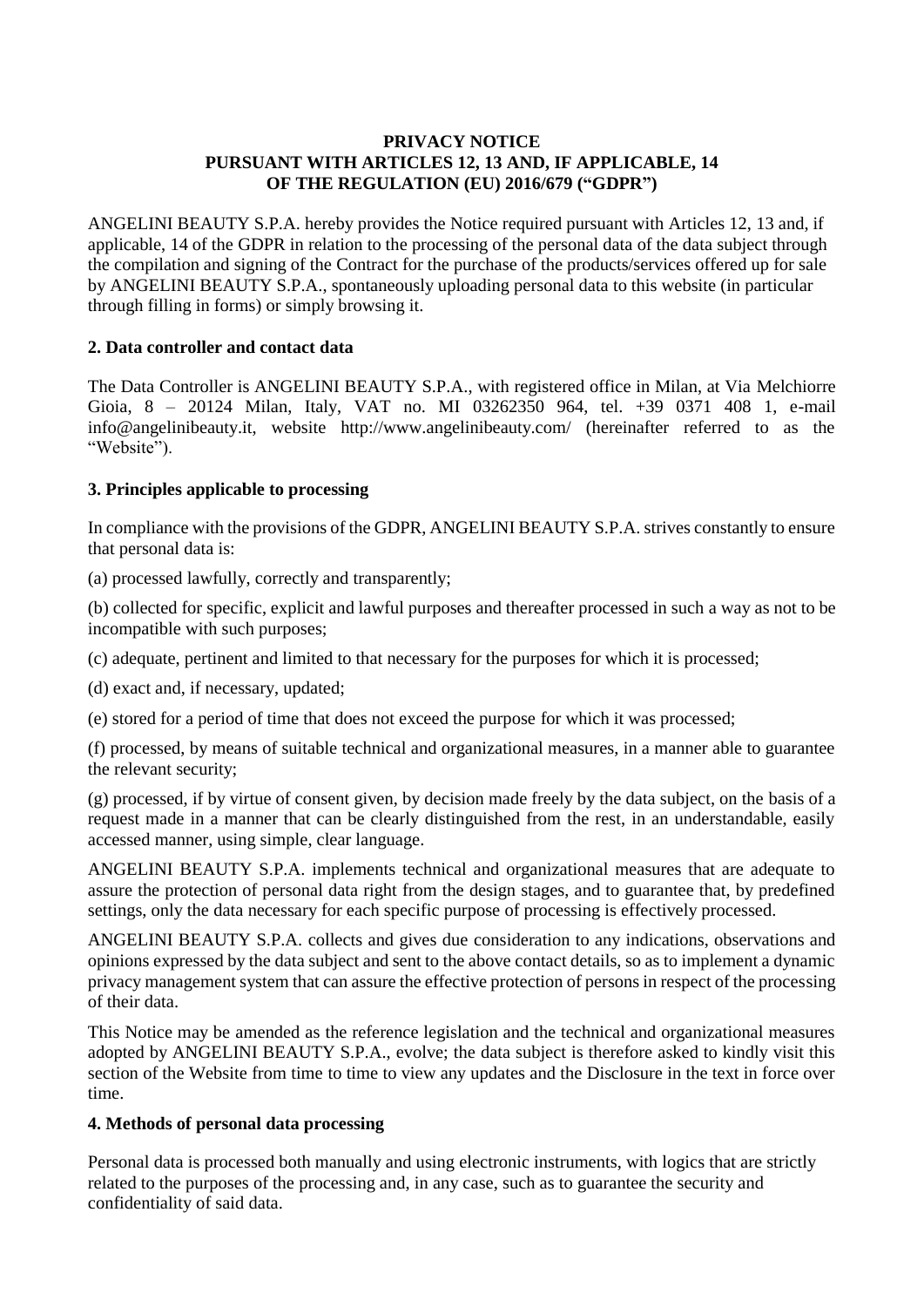**PRIVACY NOTICE**
**PURSUANT WITH ARTICLES 12, 13 AND, IF APPLICABLE, 14 OF THE REGULATION (EU) 2016/679 ("GDPR")**

ANGELINI BEAUTY S.P.A. hereby provides the Notice required pursuant with Articles 12, 13 and, if applicable, 14 of the GDPR in relation to the processing of the personal data of the data subject through the compilation and signing of the Contract for the purchase of the products/services offered up for sale by ANGELINI BEAUTY S.P.A., spontaneously uploading personal data to this website (in particular through filling in forms) or simply browsing it.

## 2. Data controller and contact data

The Data Controller is ANGELINI BEAUTY S.P.A., with registered office in Milan, at Via Melchiorre Gioia, 8 – 20124 Milan, Italy, VAT no. MI 03262350 964, tel. +39 0371 408 1, e-mail info@angelinibeauty.it, website http://www.angelinibeauty.com/ (hereinafter referred to as the "Website").

## 3. Principles applicable to processing

In compliance with the provisions of the GDPR, ANGELINI BEAUTY S.P.A. strives constantly to ensure that personal data is:

(a) processed lawfully, correctly and transparently;

(b) collected for specific, explicit and lawful purposes and thereafter processed in such a way as not to be incompatible with such purposes;

(c) adequate, pertinent and limited to that necessary for the purposes for which it is processed;

(d) exact and, if necessary, updated;

(e) stored for a period of time that does not exceed the purpose for which it was processed;

(f) processed, by means of suitable technical and organizational measures, in a manner able to guarantee the relevant security;

(g) processed, if by virtue of consent given, by decision made freely by the data subject, on the basis of a request made in a manner that can be clearly distinguished from the rest, in an understandable, easily accessed manner, using simple, clear language.

ANGELINI BEAUTY S.P.A. implements technical and organizational measures that are adequate to assure the protection of personal data right from the design stages, and to guarantee that, by predefined settings, only the data necessary for each specific purpose of processing is effectively processed.

ANGELINI BEAUTY S.P.A. collects and gives due consideration to any indications, observations and opinions expressed by the data subject and sent to the above contact details, so as to implement a dynamic privacy management system that can assure the effective protection of persons in respect of the processing of their data.

This Notice may be amended as the reference legislation and the technical and organizational measures adopted by ANGELINI BEAUTY S.P.A., evolve; the data subject is therefore asked to kindly visit this section of the Website from time to time to view any updates and the Disclosure in the text in force over time.

## 4. Methods of personal data processing

Personal data is processed both manually and using electronic instruments, with logics that are strictly related to the purposes of the processing and, in any case, such as to guarantee the security and confidentiality of said data.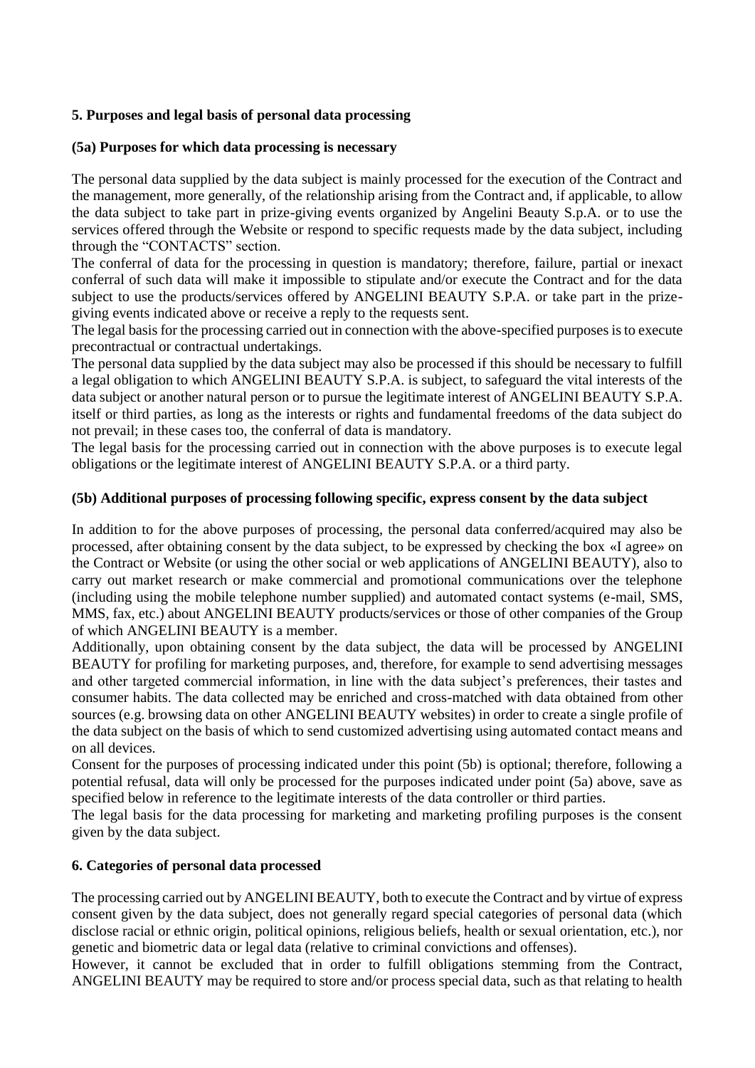### 5. Purposes and legal basis of personal data processing

#### (5a) Purposes for which data processing is necessary

The personal data supplied by the data subject is mainly processed for the execution of the Contract and the management, more generally, of the relationship arising from the Contract and, if applicable, to allow the data subject to take part in prize-giving events organized by Angelini Beauty S.p.A. or to use the services offered through the Website or respond to specific requests made by the data subject, including through the "CONTACTS" section.

The conferral of data for the processing in question is mandatory; therefore, failure, partial or inexact conferral of such data will make it impossible to stipulate and/or execute the Contract and for the data subject to use the products/services offered by ANGELINI BEAUTY S.P.A. or take part in the prize-giving events indicated above or receive a reply to the requests sent.

The legal basis for the processing carried out in connection with the above-specified purposes is to execute precontractual or contractual undertakings.

The personal data supplied by the data subject may also be processed if this should be necessary to fulfill a legal obligation to which ANGELINI BEAUTY S.P.A. is subject, to safeguard the vital interests of the data subject or another natural person or to pursue the legitimate interest of ANGELINI BEAUTY S.P.A. itself or third parties, as long as the interests or rights and fundamental freedoms of the data subject do not prevail; in these cases too, the conferral of data is mandatory.

The legal basis for the processing carried out in connection with the above purposes is to execute legal obligations or the legitimate interest of ANGELINI BEAUTY S.P.A. or a third party.

#### (5b) Additional purposes of processing following specific, express consent by the data subject

In addition to for the above purposes of processing, the personal data conferred/acquired may also be processed, after obtaining consent by the data subject, to be expressed by checking the box «I agree» on the Contract or Website (or using the other social or web applications of ANGELINI BEAUTY), also to carry out market research or make commercial and promotional communications over the telephone (including using the mobile telephone number supplied) and automated contact systems (e-mail, SMS, MMS, fax, etc.) about ANGELINI BEAUTY products/services or those of other companies of the Group of which ANGELINI BEAUTY is a member.

Additionally, upon obtaining consent by the data subject, the data will be processed by ANGELINI BEAUTY for profiling for marketing purposes, and, therefore, for example to send advertising messages and other targeted commercial information, in line with the data subject's preferences, their tastes and consumer habits. The data collected may be enriched and cross-matched with data obtained from other sources (e.g. browsing data on other ANGELINI BEAUTY websites) in order to create a single profile of the data subject on the basis of which to send customized advertising using automated contact means and on all devices.

Consent for the purposes of processing indicated under this point (5b) is optional; therefore, following a potential refusal, data will only be processed for the purposes indicated under point (5a) above, save as specified below in reference to the legitimate interests of the data controller or third parties.

The legal basis for the data processing for marketing and marketing profiling purposes is the consent given by the data subject.

### 6. Categories of personal data processed

The processing carried out by ANGELINI BEAUTY, both to execute the Contract and by virtue of express consent given by the data subject, does not generally regard special categories of personal data (which disclose racial or ethnic origin, political opinions, religious beliefs, health or sexual orientation, etc.), nor genetic and biometric data or legal data (relative to criminal convictions and offenses).

However, it cannot be excluded that in order to fulfill obligations stemming from the Contract, ANGELINI BEAUTY may be required to store and/or process special data, such as that relating to health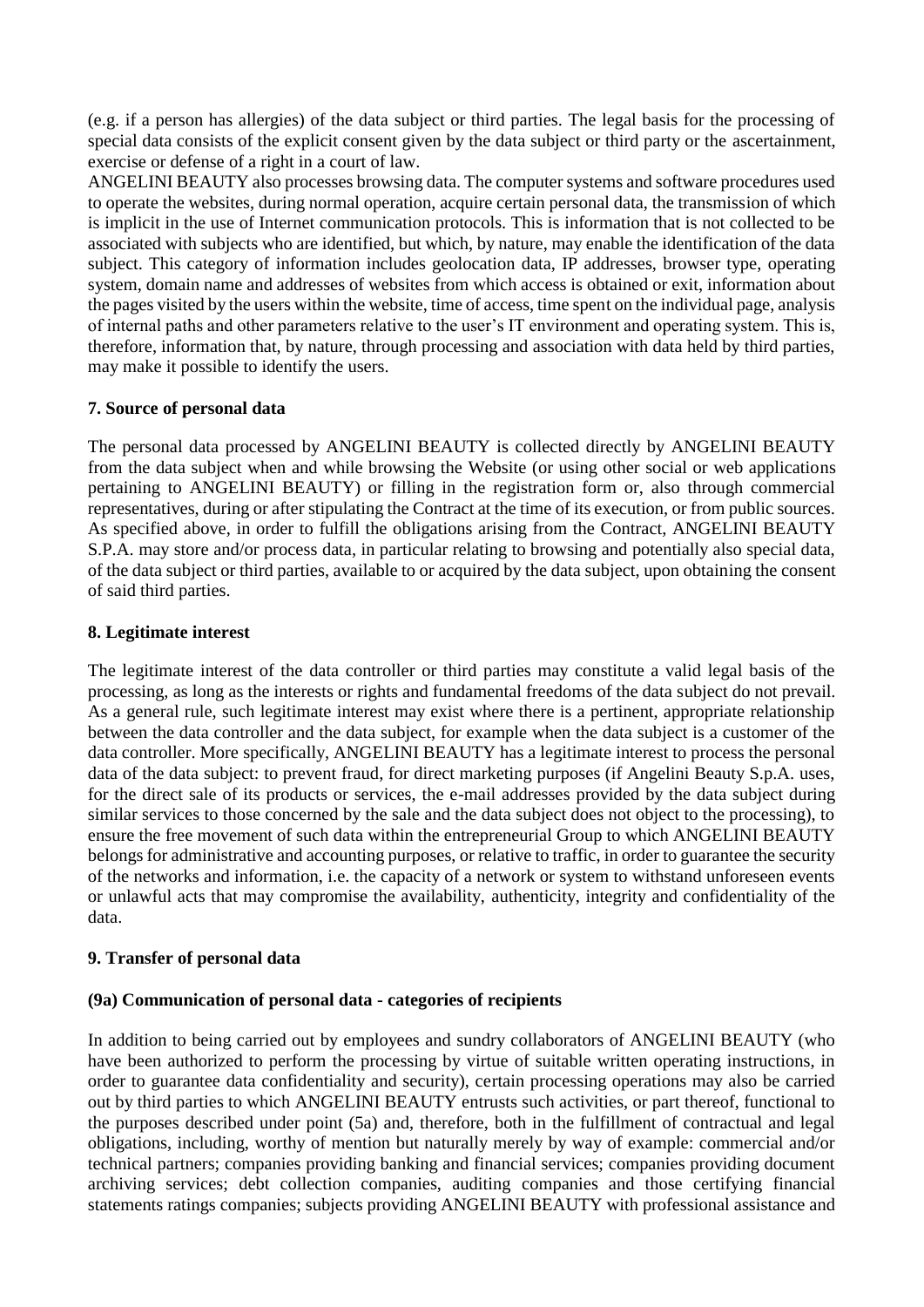(e.g. if a person has allergies) of the data subject or third parties. The legal basis for the processing of special data consists of the explicit consent given by the data subject or third party or the ascertainment, exercise or defense of a right in a court of law.

ANGELINI BEAUTY also processes browsing data. The computer systems and software procedures used to operate the websites, during normal operation, acquire certain personal data, the transmission of which is implicit in the use of Internet communication protocols. This is information that is not collected to be associated with subjects who are identified, but which, by nature, may enable the identification of the data subject. This category of information includes geolocation data, IP addresses, browser type, operating system, domain name and addresses of websites from which access is obtained or exit, information about the pages visited by the users within the website, time of access, time spent on the individual page, analysis of internal paths and other parameters relative to the user's IT environment and operating system. This is, therefore, information that, by nature, through processing and association with data held by third parties, may make it possible to identify the users.

**7. Source of personal data**

The personal data processed by ANGELINI BEAUTY is collected directly by ANGELINI BEAUTY from the data subject when and while browsing the Website (or using other social or web applications pertaining to ANGELINI BEAUTY) or filling in the registration form or, also through commercial representatives, during or after stipulating the Contract at the time of its execution, or from public sources. As specified above, in order to fulfill the obligations arising from the Contract, ANGELINI BEAUTY S.P.A. may store and/or process data, in particular relating to browsing and potentially also special data, of the data subject or third parties, available to or acquired by the data subject, upon obtaining the consent of said third parties.

**8. Legitimate interest**

The legitimate interest of the data controller or third parties may constitute a valid legal basis of the processing, as long as the interests or rights and fundamental freedoms of the data subject do not prevail. As a general rule, such legitimate interest may exist where there is a pertinent, appropriate relationship between the data controller and the data subject, for example when the data subject is a customer of the data controller. More specifically, ANGELINI BEAUTY has a legitimate interest to process the personal data of the data subject: to prevent fraud, for direct marketing purposes (if Angelini Beauty S.p.A. uses, for the direct sale of its products or services, the e-mail addresses provided by the data subject during similar services to those concerned by the sale and the data subject does not object to the processing), to ensure the free movement of such data within the entrepreneurial Group to which ANGELINI BEAUTY belongs for administrative and accounting purposes, or relative to traffic, in order to guarantee the security of the networks and information, i.e. the capacity of a network or system to withstand unforeseen events or unlawful acts that may compromise the availability, authenticity, integrity and confidentiality of the data.

**9. Transfer of personal data**

**(9a) Communication of personal data - categories of recipients**

In addition to being carried out by employees and sundry collaborators of ANGELINI BEAUTY (who have been authorized to perform the processing by virtue of suitable written operating instructions, in order to guarantee data confidentiality and security), certain processing operations may also be carried out by third parties to which ANGELINI BEAUTY entrusts such activities, or part thereof, functional to the purposes described under point (5a) and, therefore, both in the fulfillment of contractual and legal obligations, including, worthy of mention but naturally merely by way of example: commercial and/or technical partners; companies providing banking and financial services; companies providing document archiving services; debt collection companies, auditing companies and those certifying financial statements ratings companies; subjects providing ANGELINI BEAUTY with professional assistance and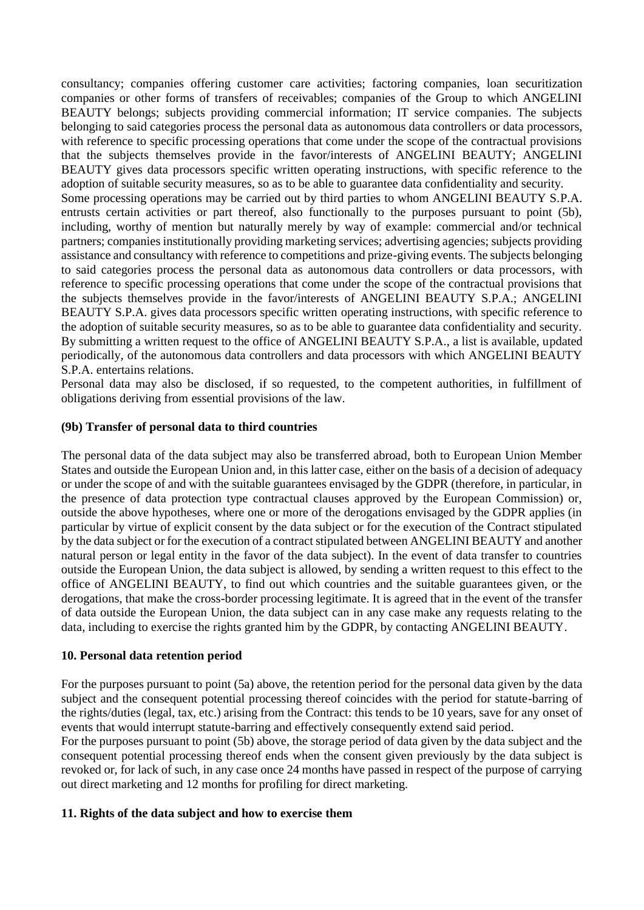consultancy; companies offering customer care activities; factoring companies, loan securitization companies or other forms of transfers of receivables; companies of the Group to which ANGELINI BEAUTY belongs; subjects providing commercial information; IT service companies. The subjects belonging to said categories process the personal data as autonomous data controllers or data processors, with reference to specific processing operations that come under the scope of the contractual provisions that the subjects themselves provide in the favor/interests of ANGELINI BEAUTY; ANGELINI BEAUTY gives data processors specific written operating instructions, with specific reference to the adoption of suitable security measures, so as to be able to guarantee data confidentiality and security.

Some processing operations may be carried out by third parties to whom ANGELINI BEAUTY S.P.A. entrusts certain activities or part thereof, also functionally to the purposes pursuant to point (5b), including, worthy of mention but naturally merely by way of example: commercial and/or technical partners; companies institutionally providing marketing services; advertising agencies; subjects providing assistance and consultancy with reference to competitions and prize-giving events. The subjects belonging to said categories process the personal data as autonomous data controllers or data processors, with reference to specific processing operations that come under the scope of the contractual provisions that the subjects themselves provide in the favor/interests of ANGELINI BEAUTY S.P.A.; ANGELINI BEAUTY S.P.A. gives data processors specific written operating instructions, with specific reference to the adoption of suitable security measures, so as to be able to guarantee data confidentiality and security. By submitting a written request to the office of ANGELINI BEAUTY S.P.A., a list is available, updated periodically, of the autonomous data controllers and data processors with which ANGELINI BEAUTY S.P.A. entertains relations.

Personal data may also be disclosed, if so requested, to the competent authorities, in fulfillment of obligations deriving from essential provisions of the law.

### (9b) Transfer of personal data to third countries

The personal data of the data subject may also be transferred abroad, both to European Union Member States and outside the European Union and, in this latter case, either on the basis of a decision of adequacy or under the scope of and with the suitable guarantees envisaged by the GDPR (therefore, in particular, in the presence of data protection type contractual clauses approved by the European Commission) or, outside the above hypotheses, where one or more of the derogations envisaged by the GDPR applies (in particular by virtue of explicit consent by the data subject or for the execution of the Contract stipulated by the data subject or for the execution of a contract stipulated between ANGELINI BEAUTY and another natural person or legal entity in the favor of the data subject). In the event of data transfer to countries outside the European Union, the data subject is allowed, by sending a written request to this effect to the office of ANGELINI BEAUTY, to find out which countries and the suitable guarantees given, or the derogations, that make the cross-border processing legitimate. It is agreed that in the event of the transfer of data outside the European Union, the data subject can in any case make any requests relating to the data, including to exercise the rights granted him by the GDPR, by contacting ANGELINI BEAUTY.

### 10. Personal data retention period

For the purposes pursuant to point (5a) above, the retention period for the personal data given by the data subject and the consequent potential processing thereof coincides with the period for statute-barring of the rights/duties (legal, tax, etc.) arising from the Contract: this tends to be 10 years, save for any onset of events that would interrupt statute-barring and effectively consequently extend said period.

For the purposes pursuant to point (5b) above, the storage period of data given by the data subject and the consequent potential processing thereof ends when the consent given previously by the data subject is revoked or, for lack of such, in any case once 24 months have passed in respect of the purpose of carrying out direct marketing and 12 months for profiling for direct marketing.

### 11. Rights of the data subject and how to exercise them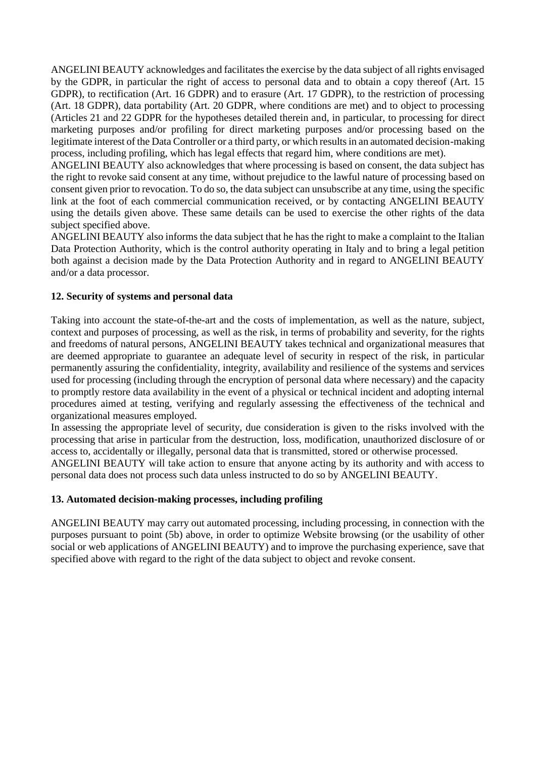ANGELINI BEAUTY acknowledges and facilitates the exercise by the data subject of all rights envisaged by the GDPR, in particular the right of access to personal data and to obtain a copy thereof (Art. 15 GDPR), to rectification (Art. 16 GDPR) and to erasure (Art. 17 GDPR), to the restriction of processing (Art. 18 GDPR), data portability (Art. 20 GDPR, where conditions are met) and to object to processing (Articles 21 and 22 GDPR for the hypotheses detailed therein and, in particular, to processing for direct marketing purposes and/or profiling for direct marketing purposes and/or processing based on the legitimate interest of the Data Controller or a third party, or which results in an automated decision-making process, including profiling, which has legal effects that regard him, where conditions are met).

ANGELINI BEAUTY also acknowledges that where processing is based on consent, the data subject has the right to revoke said consent at any time, without prejudice to the lawful nature of processing based on consent given prior to revocation. To do so, the data subject can unsubscribe at any time, using the specific link at the foot of each commercial communication received, or by contacting ANGELINI BEAUTY using the details given above. These same details can be used to exercise the other rights of the data subject specified above.

ANGELINI BEAUTY also informs the data subject that he has the right to make a complaint to the Italian Data Protection Authority, which is the control authority operating in Italy and to bring a legal petition both against a decision made by the Data Protection Authority and in regard to ANGELINI BEAUTY and/or a data processor.

## 12. Security of systems and personal data

Taking into account the state-of-the-art and the costs of implementation, as well as the nature, subject, context and purposes of processing, as well as the risk, in terms of probability and severity, for the rights and freedoms of natural persons, ANGELINI BEAUTY takes technical and organizational measures that are deemed appropriate to guarantee an adequate level of security in respect of the risk, in particular permanently assuring the confidentiality, integrity, availability and resilience of the systems and services used for processing (including through the encryption of personal data where necessary) and the capacity to promptly restore data availability in the event of a physical or technical incident and adopting internal procedures aimed at testing, verifying and regularly assessing the effectiveness of the technical and organizational measures employed.

In assessing the appropriate level of security, due consideration is given to the risks involved with the processing that arise in particular from the destruction, loss, modification, unauthorized disclosure of or access to, accidentally or illegally, personal data that is transmitted, stored or otherwise processed.

ANGELINI BEAUTY will take action to ensure that anyone acting by its authority and with access to personal data does not process such data unless instructed to do so by ANGELINI BEAUTY.

## 13. Automated decision-making processes, including profiling

ANGELINI BEAUTY may carry out automated processing, including processing, in connection with the purposes pursuant to point (5b) above, in order to optimize Website browsing (or the usability of other social or web applications of ANGELINI BEAUTY) and to improve the purchasing experience, save that specified above with regard to the right of the data subject to object and revoke consent.